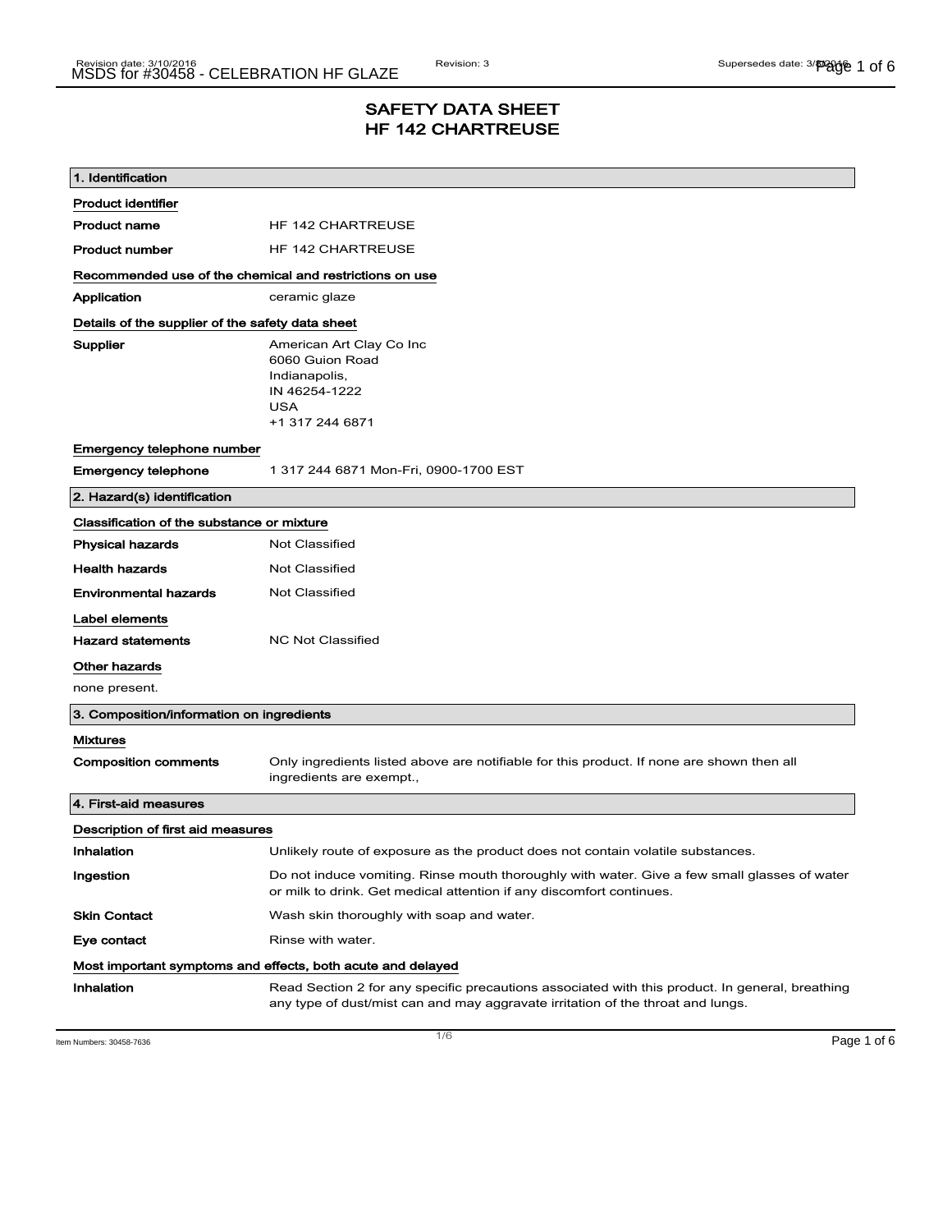# SAFETY DATA SHEET
# HF 142 CHARTREUSE

## 1. Identification

**Product identifier**

| | |
|---|---|
| **Product name** | HF 142 CHARTREUSE |
| **Product number** | HF 142 CHARTREUSE |

**Recommended use of the chemical and restrictions on use**

| | |
|---|---|
| **Application** | ceramic glaze |

**Details of the supplier of the safety data sheet**

**Supplier**
American Art Clay Co Inc
6060 Guion Road
Indianapolis,
IN 46254-1222
USA
+1 317 244 6871

**Emergency telephone number**

| | |
|---|---|
| **Emergency telephone** | 1 317 244 6871 Mon-Fri, 0900-1700 EST |

## 2. Hazard(s) identification

**Classification of the substance or mixture**

| | |
|---|---|
| **Physical hazards** | Not Classified |
| **Health hazards** | Not Classified |
| **Environmental hazards** | Not Classified |

**Label elements**

| | |
|---|---|
| **Hazard statements** | NC Not Classified |

**Other hazards**

none present.

## 3. Composition/information on ingredients

**Mixtures**

| | |
|---|---|
| **Composition comments** | Only ingredients listed above are notifiable for this product. If none are shown then all ingredients are exempt., |

## 4. First-aid measures

**Description of first aid measures**

| | |
|---|---|
| **Inhalation** | Unlikely route of exposure as the product does not contain volatile substances. |
| **Ingestion** | Do not induce vomiting. Rinse mouth thoroughly with water. Give a few small glasses of water or milk to drink. Get medical attention if any discomfort continues. |
| **Skin Contact** | Wash skin thoroughly with soap and water. |
| **Eye contact** | Rinse with water. |

**Most important symptoms and effects, both acute and delayed**

| | |
|---|---|
| **Inhalation** | Read Section 2 for any specific precautions associated with this product. In general, breathing any type of dust/mist can and may aggravate irritation of the throat and lungs. |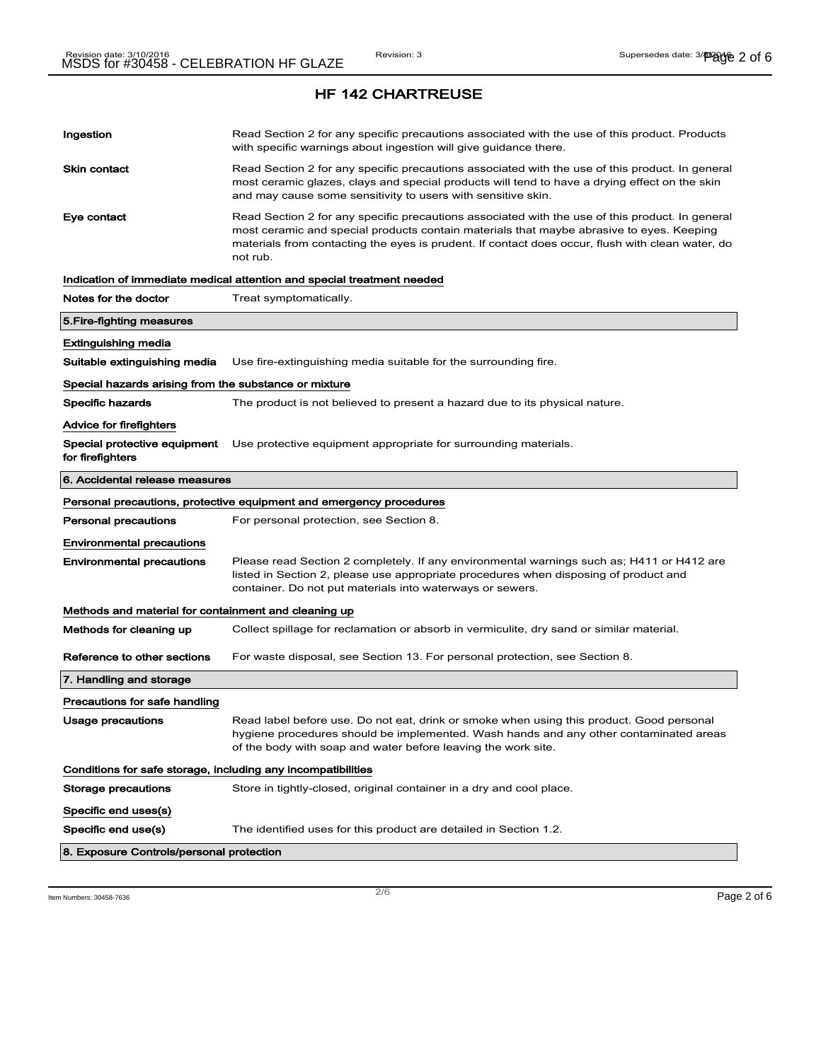## HF 142 CHARTREUSE

**Ingestion** Read Section 2 for any specific precautions associated with the use of this product. Products with specific warnings about ingestion will give guidance there.

**Skin contact** Read Section 2 for any specific precautions associated with the use of this product. In general most ceramic glazes, clays and special products will tend to have a drying effect on the skin and may cause some sensitivity to users with sensitive skin.

**Eye contact** Read Section 2 for any specific precautions associated with the use of this product. In general most ceramic and special products contain materials that maybe abrasive to eyes. Keeping materials from contacting the eyes is prudent. If contact does occur, flush with clean water, do not rub.

Indication of immediate medical attention and special treatment needed

**Notes for the doctor** Treat symptomatically.

### 5.Fire-fighting measures

Extinguishing media

**Suitable extinguishing media** Use fire-extinguishing media suitable for the surrounding fire.

Special hazards arising from the substance or mixture

**Specific hazards** The product is not believed to present a hazard due to its physical nature.

Advice for firefighters

**Special protective equipment for firefighters** Use protective equipment appropriate for surrounding materials.

### 6. Accidental release measures

Personal precautions, protective equipment and emergency procedures

**Personal precautions** For personal protection, see Section 8.

Environmental precautions

**Environmental precautions** Please read Section 2 completely. If any environmental warnings such as; H411 or H412 are listed in Section 2, please use appropriate procedures when disposing of product and container. Do not put materials into waterways or sewers.

Methods and material for containment and cleaning up

**Methods for cleaning up** Collect spillage for reclamation or absorb in vermiculite, dry sand or similar material.

**Reference to other sections** For waste disposal, see Section 13. For personal protection, see Section 8.

### 7. Handling and storage

Precautions for safe handling

**Usage precautions** Read label before use. Do not eat, drink or smoke when using this product. Good personal hygiene procedures should be implemented. Wash hands and any other contaminated areas of the body with soap and water before leaving the work site.

Conditions for safe storage, including any incompatibilities

**Storage precautions** Store in tightly-closed, original container in a dry and cool place.

Specific end uses(s)

**Specific end use(s)** The identified uses for this product are detailed in Section 1.2.

### 8. Exposure Controls/personal protection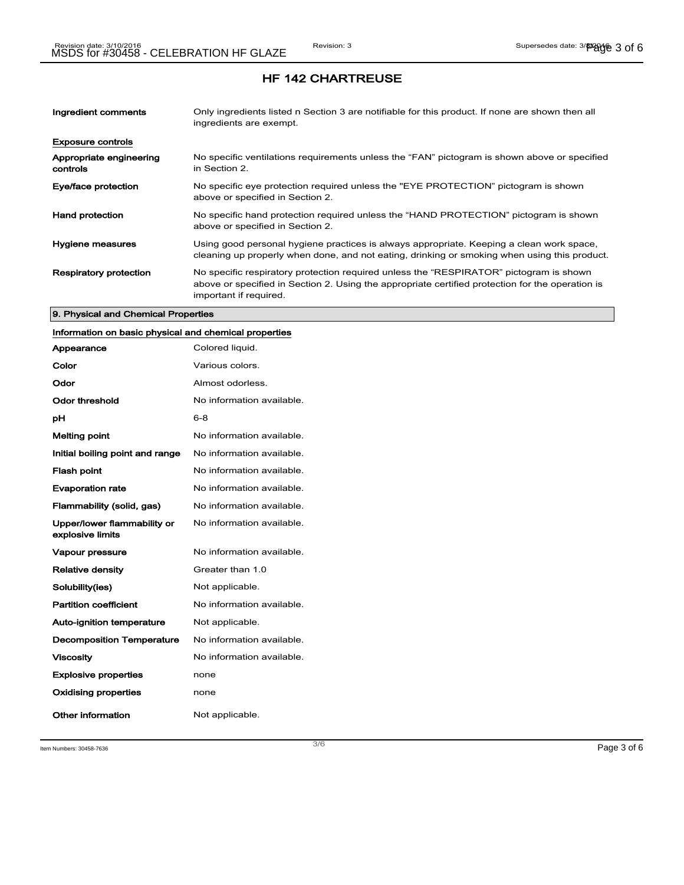# HF 142 CHARTREUSE

| | |
|---|---|
| **Ingredient comments** | Only ingredients listed n Section 3 are notifiable for this product. If none are shown then all ingredients are exempt. |

**Exposure controls**

| | |
|---|---|
| **Appropriate engineering controls** | No specific ventilations requirements unless the “FAN” pictogram is shown above or specified in Section 2. |
| **Eye/face protection** | No specific eye protection required unless the "EYE PROTECTION" pictogram is shown above or specified in Section 2. |
| **Hand protection** | No specific hand protection required unless the “HAND PROTECTION” pictogram is shown above or specified in Section 2. |
| **Hygiene measures** | Using good personal hygiene practices is always appropriate. Keeping a clean work space, cleaning up properly when done, and not eating, drinking or smoking when using this product. |
| **Respiratory protection** | No specific respiratory protection required unless the “RESPIRATOR” pictogram is shown above or specified in Section 2. Using the appropriate certified protection for the operation is important if required. |

## 9. Physical and Chemical Properties

**Information on basic physical and chemical properties**

| | |
|---|---|
| **Appearance** | Colored liquid. |
| **Color** | Various colors. |
| **Odor** | Almost odorless. |
| **Odor threshold** | No information available. |
| **pH** | 6-8 |
| **Melting point** | No information available. |
| **Initial boiling point and range** | No information available. |
| **Flash point** | No information available. |
| **Evaporation rate** | No information available. |
| **Flammability (solid, gas)** | No information available. |
| **Upper/lower flammability or explosive limits** | No information available. |
| **Vapour pressure** | No information available. |
| **Relative density** | Greater than 1.0 |
| **Solubility(ies)** | Not applicable. |
| **Partition coefficient** | No information available. |
| **Auto-ignition temperature** | Not applicable. |
| **Decomposition Temperature** | No information available. |
| **Viscosity** | No information available. |
| **Explosive properties** | none |
| **Oxidising properties** | none |
| **Other information** | Not applicable. |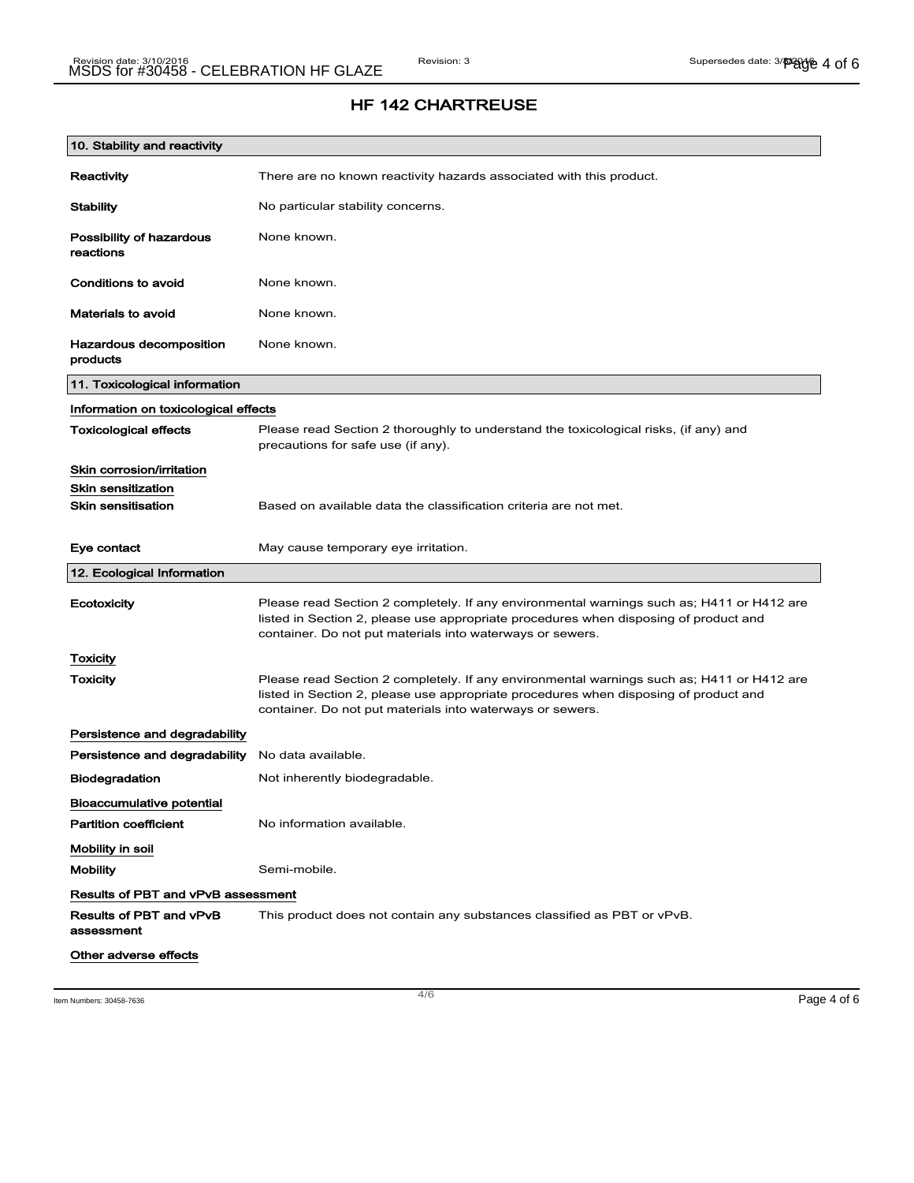## HF 142 CHARTREUSE

### 10. Stability and reactivity

| | |
|---|---|
| **Reactivity** | There are no known reactivity hazards associated with this product. |
| **Stability** | No particular stability concerns. |
| **Possibility of hazardous reactions** | None known. |
| **Conditions to avoid** | None known. |
| **Materials to avoid** | None known. |
| **Hazardous decomposition products** | None known. |

### 11. Toxicological information

**Information on toxicological effects**

| | |
|---|---|
| **Toxicological effects** | Please read Section 2 thoroughly to understand the toxicological risks, (if any) and precautions for safe use (if any). |

**Skin corrosion/irritation**

**Skin sensitization**

| | |
|---|---|
| **Skin sensitisation** | Based on available data the classification criteria are not met. |
| **Eye contact** | May cause temporary eye irritation. |

### 12. Ecological Information

| | |
|---|---|
| **Ecotoxicity** | Please read Section 2 completely. If any environmental warnings such as; H411 or H412 are listed in Section 2, please use appropriate procedures when disposing of product and container. Do not put materials into waterways or sewers. |

**Toxicity**

| | |
|---|---|
| **Toxicity** | Please read Section 2 completely. If any environmental warnings such as; H411 or H412 are listed in Section 2, please use appropriate procedures when disposing of product and container. Do not put materials into waterways or sewers. |

**Persistence and degradability**

| | |
|---|---|
| **Persistence and degradability** | No data available. |
| **Biodegradation** | Not inherently biodegradable. |

**Bioaccumulative potential**

| | |
|---|---|
| **Partition coefficient** | No information available. |

**Mobility in soil**

| | |
|---|---|
| **Mobility** | Semi-mobile. |

**Results of PBT and vPvB assessment**

| | |
|---|---|
| **Results of PBT and vPvB assessment** | This product does not contain any substances classified as PBT or vPvB. |

**Other adverse effects**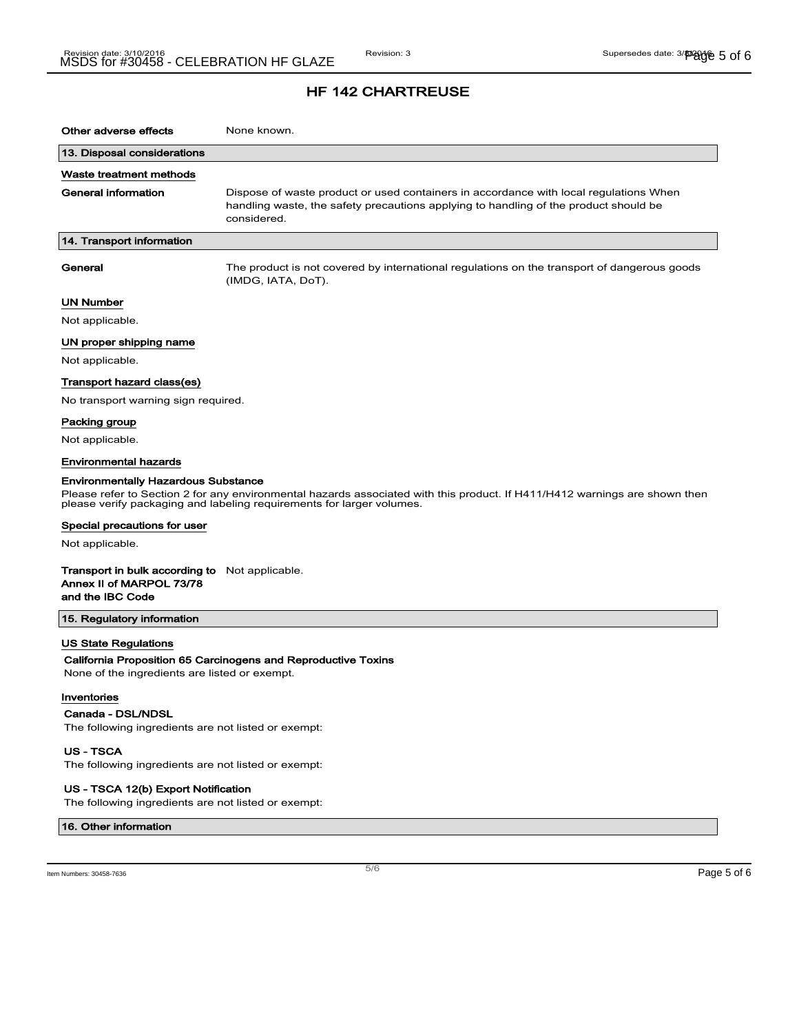# HF 142 CHARTREUSE

**Other adverse effects** None known.

## 13. Disposal considerations

### Waste treatment methods

**General information** Dispose of waste product or used containers in accordance with local regulations When handling waste, the safety precautions applying to handling of the product should be considered.

## 14. Transport information

**General** The product is not covered by international regulations on the transport of dangerous goods (IMDG, IATA, DoT).

### UN Number

Not applicable.

### UN proper shipping name

Not applicable.

### Transport hazard class(es)

No transport warning sign required.

### Packing group

Not applicable.

### Environmental hazards

**Environmentally Hazardous Substance**

Please refer to Section 2 for any environmental hazards associated with this product. If H411/H412 warnings are shown then please verify packaging and labeling requirements for larger volumes.

### Special precautions for user

Not applicable.

**Transport in bulk according to Annex II of MARPOL 73/78 and the IBC Code** Not applicable.

## 15. Regulatory information

### US State Regulations

**California Proposition 65 Carcinogens and Reproductive Toxins**

None of the ingredients are listed or exempt.

### Inventories

**Canada - DSL/NDSL**

The following ingredients are not listed or exempt:

**US - TSCA**

The following ingredients are not listed or exempt:

**US - TSCA 12(b) Export Notification**

The following ingredients are not listed or exempt:

## 16. Other information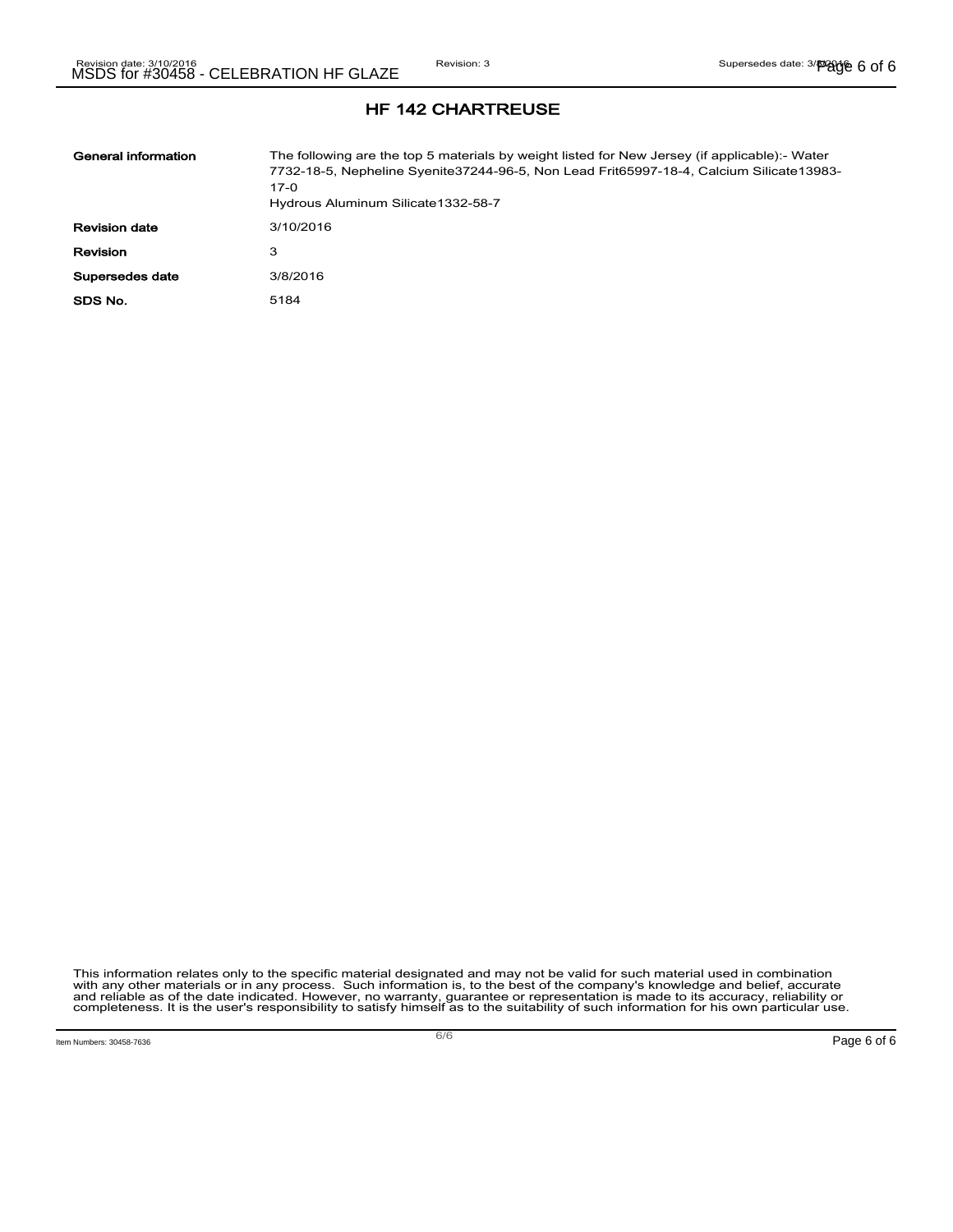## HF 142 CHARTREUSE

| | |
|---|---|
| **General information** | The following are the top 5 materials by weight listed for New Jersey (if applicable):- Water 7732-18-5, Nepheline Syenite37244-96-5, Non Lead Frit65997-18-4, Calcium Silicate13983-17-0<br>Hydrous Aluminum Silicate1332-58-7 |
| **Revision date** | 3/10/2016 |
| **Revision** | 3 |
| **Supersedes date** | 3/8/2016 |
| **SDS No.** | 5184 |

This information relates only to the specific material designated and may not be valid for such material used in combination with any other materials or in any process. Such information is, to the best of the company's knowledge and belief, accurate and reliable as of the date indicated. However, no warranty, guarantee or representation is made to its accuracy, reliability or completeness. It is the user's responsibility to satisfy himself as to the suitability of such information for his own particular use.

Item Numbers: 30458-7636